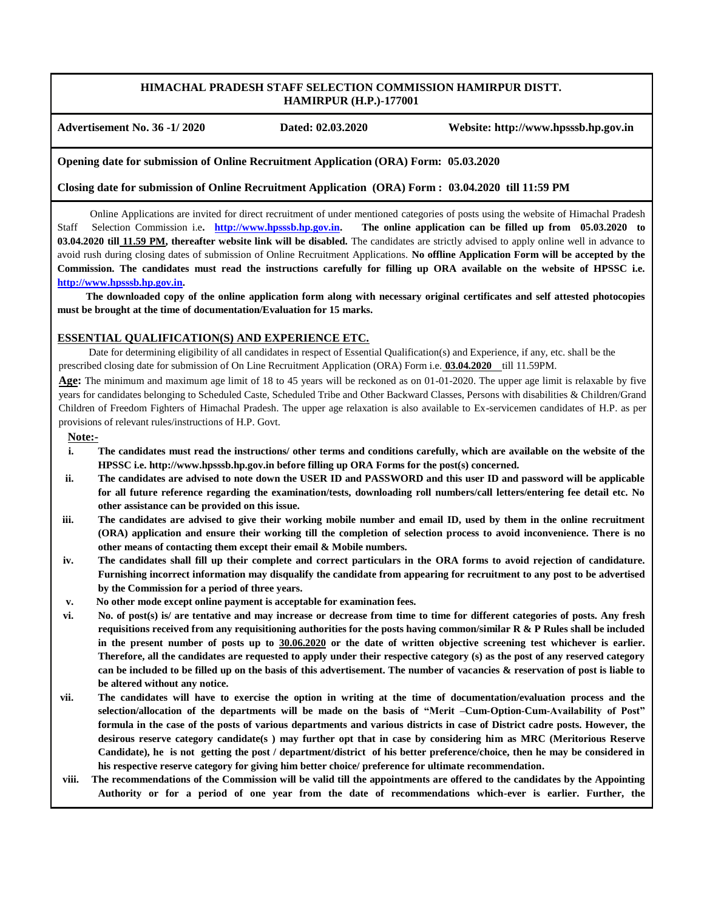**HIMACHAL PRADESH STAFF SELECTION COMMISSION HAMIRPUR DISTT. HAMIRPUR (H.P.)-177001**

**Advertisement No. 36 -1/ 2020** **Dated: 02.03.2020** **Website: http://www.hpsssb.hp.gov.in**

**Opening date for submission of Online Recruitment Application (ORA) Form: 05.03.2020**

**Closing date for submission of Online Recruitment Application (ORA) Form : 03.04.2020 till 11:59 PM**

Online Applications are invited for direct recruitment of under mentioned categories of posts using the website of Himachal Pradesh Staff Selection Commission i.e**. http://www.hpsssb.hp.gov.in. The online application can be filled up from 05.03.2020 to 03.04.2020 till 11.59 PM, thereafter website link will be disabled.** The candidates are strictly advised to apply online well in advance to avoid rush during closing dates of submission of Online Recruitment Applications. **No offline Application Form will be accepted by the Commission. The candidates must read the instructions carefully for filling up ORA available on the website of HPSSC i.e. http://www.hpsssb.hp.gov.in.**

**The downloaded copy of the online application form along with necessary original certificates and self attested photocopies must be brought at the time of documentation/Evaluation for 15 marks.**

## ESSENTIAL QUALIFICATION(S) AND EXPERIENCE ETC.

Date for determining eligibility of all candidates in respect of Essential Qualification(s) and Experience, if any, etc. shall be the prescribed closing date for submission of On Line Recruitment Application (ORA) Form i.e. **03.04.2020** till 11.59PM.

**Age:** The minimum and maximum age limit of 18 to 45 years will be reckoned as on 01-01-2020. The upper age limit is relaxable by five years for candidates belonging to Scheduled Caste, Scheduled Tribe and Other Backward Classes, Persons with disabilities & Children/Grand Children of Freedom Fighters of Himachal Pradesh. The upper age relaxation is also available to Ex-servicemen candidates of H.P. as per provisions of relevant rules/instructions of H.P. Govt.

**Note:-**

i. **The candidates must read the instructions/ other terms and conditions carefully, which are available on the website of the HPSSC i.e. http://www.hpsssb.hp.gov.in before filling up ORA Forms for the post(s) concerned.**

ii. **The candidates are advised to note down the USER ID and PASSWORD and this user ID and password will be applicable for all future reference regarding the examination/tests, downloading roll numbers/call letters/entering fee detail etc. No other assistance can be provided on this issue.**

iii. **The candidates are advised to give their working mobile number and email ID, used by them in the online recruitment (ORA) application and ensure their working till the completion of selection process to avoid inconvenience. There is no other means of contacting them except their email & Mobile numbers.**

iv. **The candidates shall fill up their complete and correct particulars in the ORA forms to avoid rejection of candidature. Furnishing incorrect information may disqualify the candidate from appearing for recruitment to any post to be advertised by the Commission for a period of three years.**

v. **No other mode except online payment is acceptable for examination fees.**

vi. **No. of post(s) is/ are tentative and may increase or decrease from time to time for different categories of posts. Any fresh requisitions received from any requisitioning authorities for the posts having common/similar R & P Rules shall be included in the present number of posts up to 30.06.2020 or the date of written objective screening test whichever is earlier. Therefore, all the candidates are requested to apply under their respective category (s) as the post of any reserved category can be included to be filled up on the basis of this advertisement. The number of vacancies & reservation of post is liable to be altered without any notice.**

vii. **The candidates will have to exercise the option in writing at the time of documentation/evaluation process and the selection/allocation of the departments will be made on the basis of "Merit –Cum-Option-Cum-Availability of Post" formula in the case of the posts of various departments and various districts in case of District cadre posts. However, the desirous reserve category candidate(s ) may further opt that in case by considering him as MRC (Meritorious Reserve Candidate), he is not getting the post / department/district of his better preference/choice, then he may be considered in his respective reserve category for giving him better choice/ preference for ultimate recommendation.**

viii. **The recommendations of the Commission will be valid till the appointments are offered to the candidates by the Appointing Authority or for a period of one year from the date of recommendations which-ever is earlier. Further, the**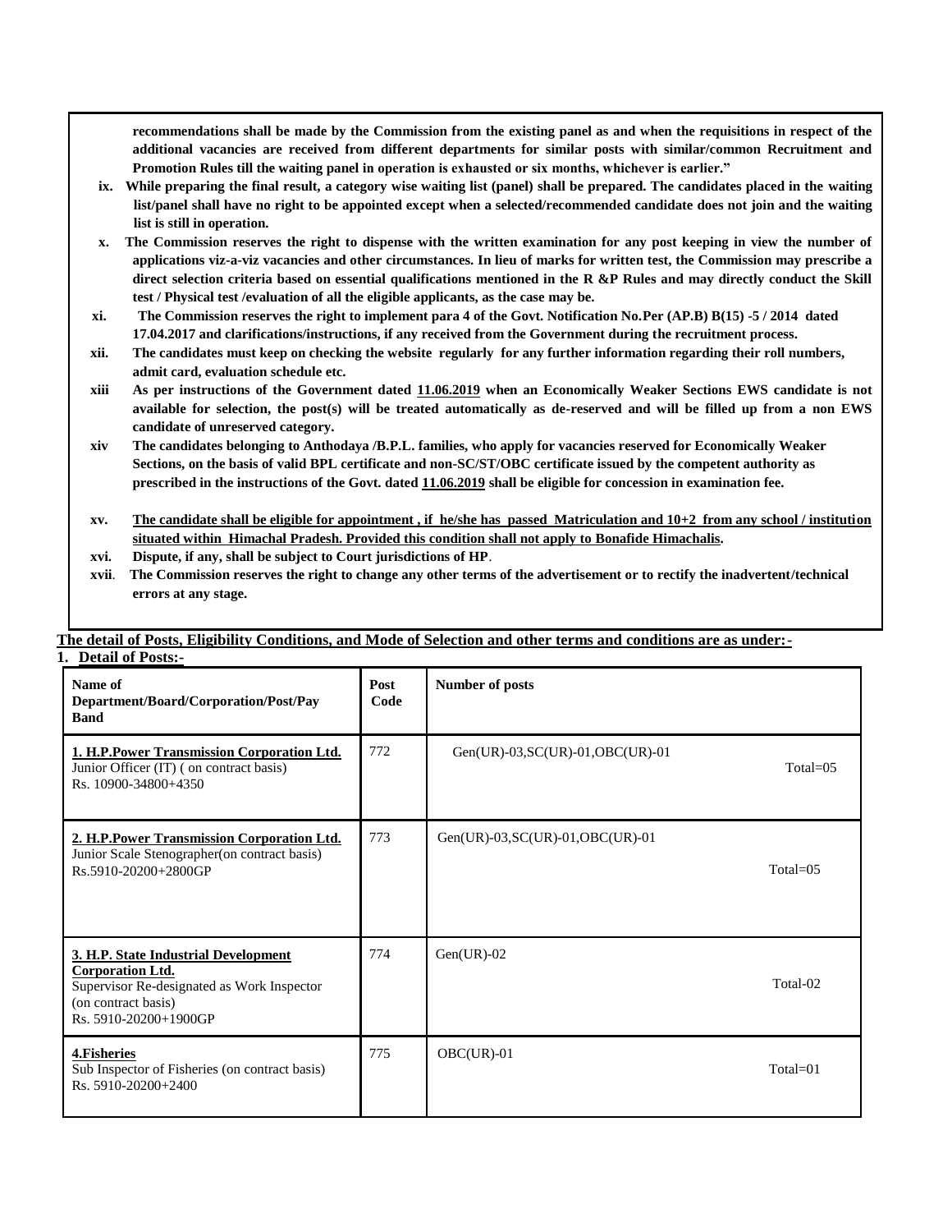**recommendations shall be made by the Commission from the existing panel as and when the requisitions in respect of the additional vacancies are received from different departments for similar posts with similar/common Recruitment and Promotion Rules till the waiting panel in operation is exhausted or six months, whichever is earlier."**

ix. **While preparing the final result, a category wise waiting list (panel) shall be prepared. The candidates placed in the waiting list/panel shall have no right to be appointed except when a selected/recommended candidate does not join and the waiting list is still in operation.**

x. **The Commission reserves the right to dispense with the written examination for any post keeping in view the number of applications viz-a-viz vacancies and other circumstances. In lieu of marks for written test, the Commission may prescribe a direct selection criteria based on essential qualifications mentioned in the R &P Rules and may directly conduct the Skill test / Physical test /evaluation of all the eligible applicants, as the case may be.**

xi. **The Commission reserves the right to implement para 4 of the Govt. Notification No.Per (AP.B) B(15) -5 / 2014 dated 17.04.2017 and clarifications/instructions, if any received from the Government during the recruitment process.**

xii. **The candidates must keep on checking the website regularly for any further information regarding their roll numbers, admit card, evaluation schedule etc.**

xiii **As per instructions of the Government dated 11.06.2019 when an Economically Weaker Sections EWS candidate is not available for selection, the post(s) will be treated automatically as de-reserved and will be filled up from a non EWS candidate of unreserved category.**

xiv **The candidates belonging to Anthodaya /B.P.L. families, who apply for vacancies reserved for Economically Weaker Sections, on the basis of valid BPL certificate and non-SC/ST/OBC certificate issued by the competent authority as prescribed in the instructions of the Govt. dated 11.06.2019 shall be eligible for concession in examination fee.**

xv. **The candidate shall be eligible for appointment , if he/she has passed Matriculation and 10+2 from any school / institution situated within Himachal Pradesh. Provided this condition shall not apply to Bonafide Himachalis.**

xvi. **Dispute, if any, shall be subject to Court jurisdictions of HP.**

xvii. **The Commission reserves the right to change any other terms of the advertisement or to rectify the inadvertent/technical errors at any stage.**

**The detail of Posts, Eligibility Conditions, and Mode of Selection and other terms and conditions are as under:-**

**1. Detail of Posts:-**

| Name of Department/Board/Corporation/Post/Pay Band | Post Code | Number of posts |
|---|---|---|
| **1. H.P.Power Transmission Corporation Ltd.** Junior Officer (IT) ( on contract basis) Rs. 10900-34800+4350 | 772 | Gen(UR)-03,SC(UR)-01,OBC(UR)-01 Total=05 |
| **2. H.P.Power Transmission Corporation Ltd.** Junior Scale Stenographer(on contract basis) Rs.5910-20200+2800GP | 773 | Gen(UR)-03,SC(UR)-01,OBC(UR)-01 Total=05 |
| **3. H.P. State Industrial Development Corporation Ltd.** Supervisor Re-designated as Work Inspector (on contract basis) Rs. 5910-20200+1900GP | 774 | Gen(UR)-02 Total-02 |
| **4.Fisheries** Sub Inspector of Fisheries (on contract basis) Rs. 5910-20200+2400 | 775 | OBC(UR)-01 Total=01 |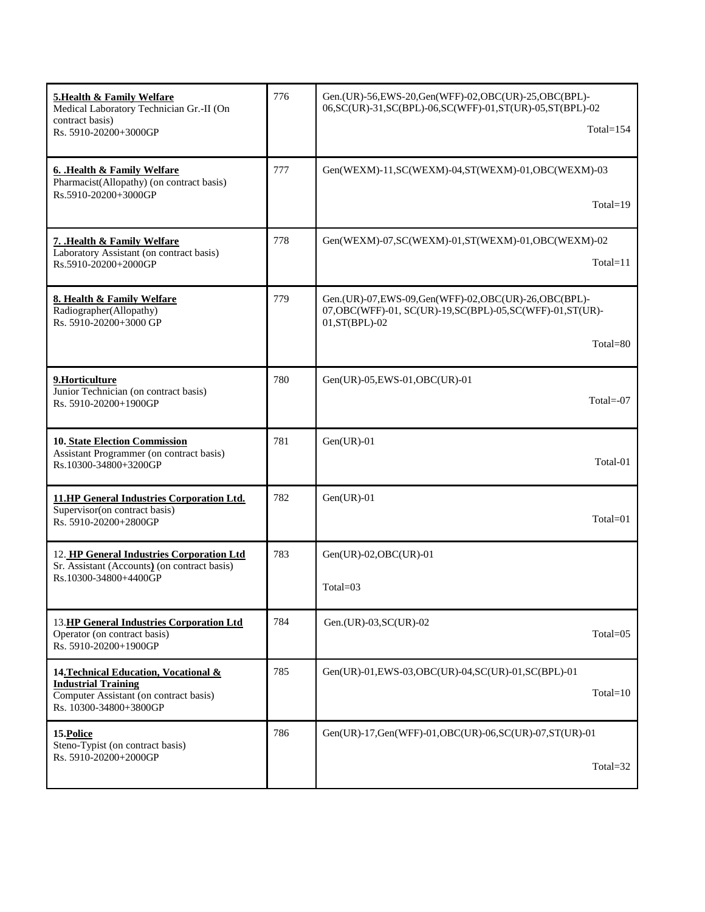| | | |
|---|---|---|
| **5.Health & Family Welfare**<br>Medical Laboratory Technician Gr.-II (On contract basis)<br>Rs. 5910-20200+3000GP | 776 | Gen.(UR)-56,EWS-20,Gen(WFF)-02,OBC(UR)-25,OBC(BPL)-06,SC(UR)-31,SC(BPL)-06,SC(WFF)-01,ST(UR)-05,ST(BPL)-02<br>Total=154 |
| **6. .Health & Family Welfare**<br>Pharmacist(Allopathy) (on contract basis)<br>Rs.5910-20200+3000GP | 777 | Gen(WEXM)-11,SC(WEXM)-04,ST(WEXM)-01,OBC(WEXM)-03<br>Total=19 |
| **7. .Health & Family Welfare**<br>Laboratory Assistant (on contract basis)<br>Rs.5910-20200+2000GP | 778 | Gen(WEXM)-07,SC(WEXM)-01,ST(WEXM)-01,OBC(WEXM)-02<br>Total=11 |
| **8. Health & Family Welfare**<br>Radiographer(Allopathy)<br>Rs. 5910-20200+3000 GP | 779 | Gen.(UR)-07,EWS-09,Gen(WFF)-02,OBC(UR)-26,OBC(BPL)-07,OBC(WFF)-01, SC(UR)-19,SC(BPL)-05,SC(WFF)-01,ST(UR)-01,ST(BPL)-02<br>Total=80 |
| **9.Horticulture**<br>Junior Technician (on contract basis)<br>Rs. 5910-20200+1900GP | 780 | Gen(UR)-05,EWS-01,OBC(UR)-01<br>Total=-07 |
| **10. State Election Commission**<br>Assistant Programmer (on contract basis)<br>Rs.10300-34800+3200GP | 781 | Gen(UR)-01<br>Total-01 |
| **11.HP General Industries Corporation Ltd.**<br>Supervisor(on contract basis)<br>Rs. 5910-20200+2800GP | 782 | Gen(UR)-01<br>Total=01 |
| 12. **HP General Industries Corporation Ltd**<br>Sr. Assistant (Accounts) (on contract basis)<br>Rs.10300-34800+4400GP | 783 | Gen(UR)-02,OBC(UR)-01<br>Total=03 |
| 13.**HP General Industries Corporation Ltd**<br>Operator (on contract basis)<br>Rs. 5910-20200+1900GP | 784 | Gen.(UR)-03,SC(UR)-02<br>Total=05 |
| **14.Technical Education, Vocational & Industrial Training**<br>Computer Assistant (on contract basis)<br>Rs. 10300-34800+3800GP | 785 | Gen(UR)-01,EWS-03,OBC(UR)-04,SC(UR)-01,SC(BPL)-01<br>Total=10 |
| **15.Police**<br>Steno-Typist (on contract basis)<br>Rs. 5910-20200+2000GP | 786 | Gen(UR)-17,Gen(WFF)-01,OBC(UR)-06,SC(UR)-07,ST(UR)-01<br>Total=32 |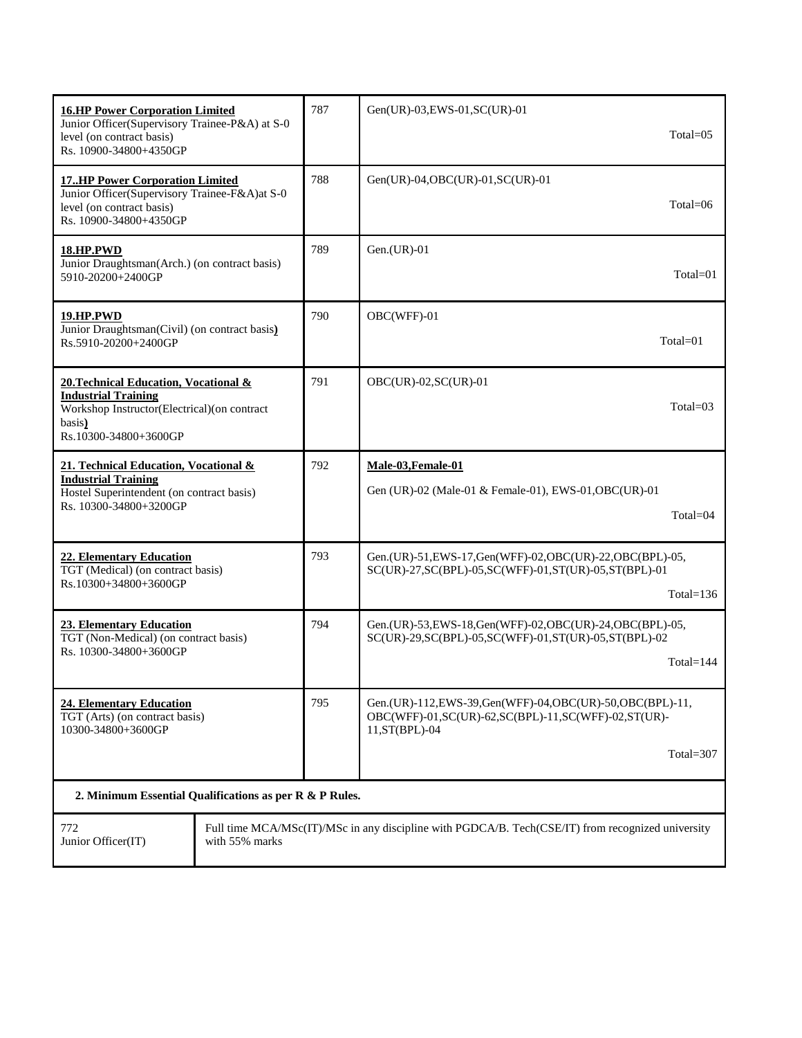| | | |
|---|---|---|
| **16.HP Power Corporation Limited**<br>Junior Officer(Supervisory Trainee-P&A) at S-0 level (on contract basis)<br>Rs. 10900-34800+4350GP | 787 | Gen(UR)-03,EWS-01,SC(UR)-01<br>Total=05 |
| **17..HP Power Corporation Limited**<br>Junior Officer(Supervisory Trainee-F&A)at S-0 level (on contract basis)<br>Rs. 10900-34800+4350GP | 788 | Gen(UR)-04,OBC(UR)-01,SC(UR)-01<br>Total=06 |
| **18.HP.PWD**<br>Junior Draughtsman(Arch.) (on contract basis)<br>5910-20200+2400GP | 789 | Gen.(UR)-01<br>Total=01 |
| **19.HP.PWD**<br>Junior Draughtsman(Civil) (on contract basis)<br>Rs.5910-20200+2400GP | 790 | OBC(WFF)-01<br>Total=01 |
| **20.Technical Education, Vocational & Industrial Training**<br>Workshop Instructor(Electrical)(on contract basis)<br>Rs.10300-34800+3600GP | 791 | OBC(UR)-02,SC(UR)-01<br>Total=03 |
| **21. Technical Education, Vocational & Industrial Training**<br>Hostel Superintendent (on contract basis)<br>Rs. 10300-34800+3200GP | 792 | **Male-03,Female-01**<br>Gen (UR)-02 (Male-01 & Female-01), EWS-01,OBC(UR)-01<br>Total=04 |
| **22. Elementary Education**<br>TGT (Medical) (on contract basis)<br>Rs.10300+34800+3600GP | 793 | Gen.(UR)-51,EWS-17,Gen(WFF)-02,OBC(UR)-22,OBC(BPL)-05, SC(UR)-27,SC(BPL)-05,SC(WFF)-01,ST(UR)-05,ST(BPL)-01<br>Total=136 |
| **23. Elementary Education**<br>TGT (Non-Medical) (on contract basis)<br>Rs. 10300-34800+3600GP | 794 | Gen.(UR)-53,EWS-18,Gen(WFF)-02,OBC(UR)-24,OBC(BPL)-05, SC(UR)-29,SC(BPL)-05,SC(WFF)-01,ST(UR)-05,ST(BPL)-02<br>Total=144 |
| **24. Elementary Education**<br>TGT (Arts) (on contract basis)<br>10300-34800+3600GP | 795 | Gen.(UR)-112,EWS-39,Gen(WFF)-04,OBC(UR)-50,OBC(BPL)-11, OBC(WFF)-01,SC(UR)-62,SC(BPL)-11,SC(WFF)-02,ST(UR)-11,ST(BPL)-04<br>Total=307 |

**2. Minimum Essential Qualifications as per R & P Rules.**

| | |
|---|---|
| 772<br>Junior Officer(IT) | Full time MCA/MSc(IT)/MSc in any discipline with PGDCA/B. Tech(CSE/IT) from recognized university with 55% marks |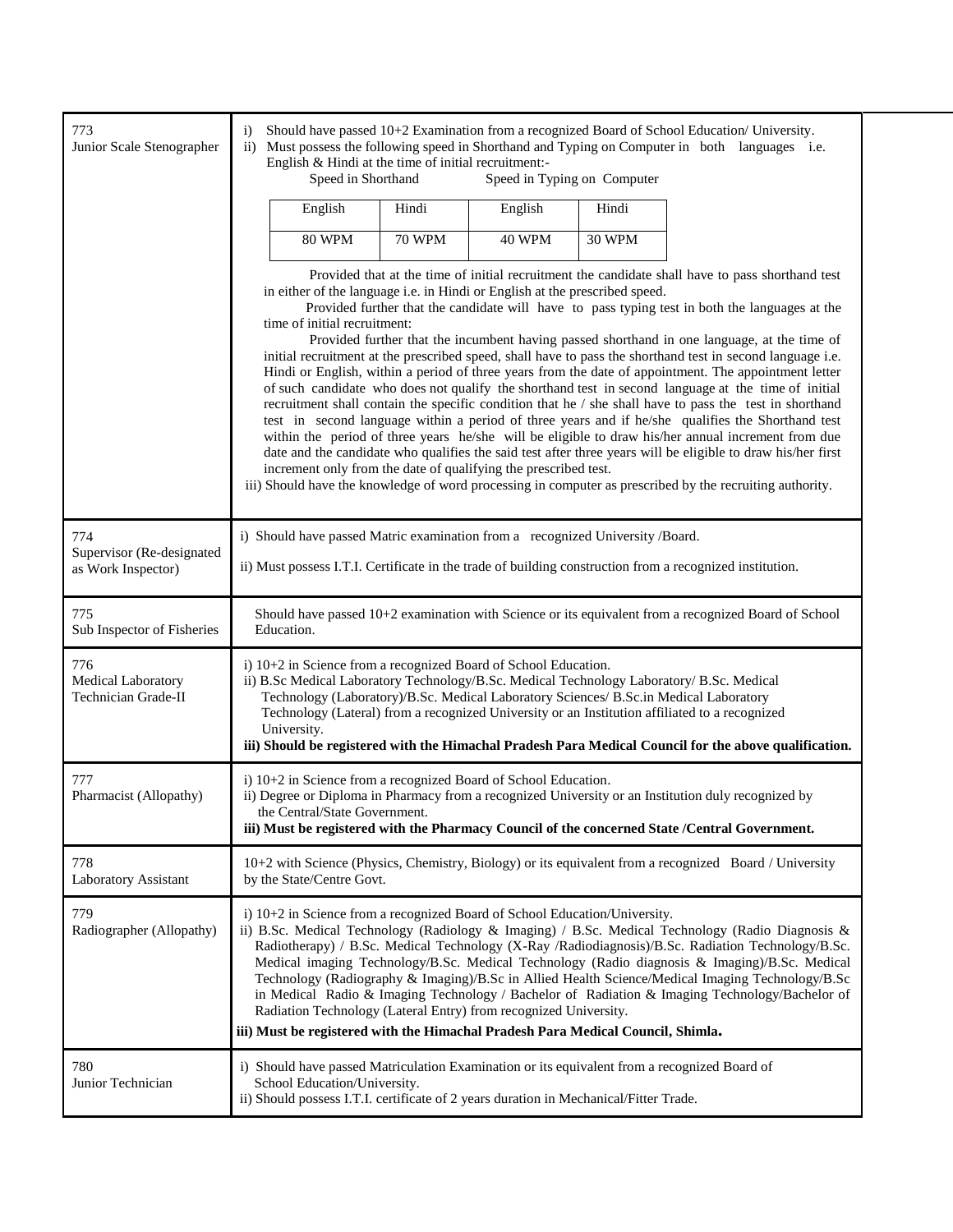| | |
|---|---|
| 773<br>Junior Scale Stenographer | i) Should have passed 10+2 Examination from a recognized Board of School Education/ University.<br>ii) Must possess the following speed in Shorthand and Typing on Computer in both languages i.e. English & Hindi at the time of initial recruitment:-<br>Speed in Shorthand / Speed in Typing on Computer<br>English: 80 WPM / Hindi: 70 WPM / English: 40 WPM / Hindi: 30 WPM<br>Provided that at the time of initial recruitment the candidate shall have to pass shorthand test in either of the language i.e. in Hindi or English at the prescribed speed.<br>Provided further that the candidate will have to pass typing test in both the languages at the time of initial recruitment:<br>Provided further that the incumbent having passed shorthand in one language, at the time of initial recruitment at the prescribed speed, shall have to pass the shorthand test in second language i.e. Hindi or English, within a period of three years from the date of appointment. The appointment letter of such candidate who does not qualify the shorthand test in second language at the time of initial recruitment shall contain the specific condition that he / she shall have to pass the test in shorthand test in second language within a period of three years and if he/she qualifies the Shorthand test within the period of three years he/she will be eligible to draw his/her annual increment from due date and the candidate who qualifies the said test after three years will be eligible to draw his/her first increment only from the date of qualifying the prescribed test.<br>iii) Should have the knowledge of word processing in computer as prescribed by the recruiting authority. |
| 774<br>Supervisor (Re-designated as Work Inspector) | i) Should have passed Matric examination from a recognized University /Board.<br>ii) Must possess I.T.I. Certificate in the trade of building construction from a recognized institution. |
| 775<br>Sub Inspector of Fisheries | Should have passed 10+2 examination with Science or its equivalent from a recognized Board of School Education. |
| 776<br>Medical Laboratory Technician Grade-II | i) 10+2 in Science from a recognized Board of School Education.<br>ii) B.Sc Medical Laboratory Technology/B.Sc. Medical Technology Laboratory/ B.Sc. Medical Technology (Laboratory)/B.Sc. Medical Laboratory Sciences/ B.Sc.in Medical Laboratory Technology (Lateral) from a recognized University or an Institution affiliated to a recognized University.<br>**iii) Should be registered with the Himachal Pradesh Para Medical Council for the above qualification.** |
| 777<br>Pharmacist (Allopathy) | i) 10+2 in Science from a recognized Board of School Education.<br>ii) Degree or Diploma in Pharmacy from a recognized University or an Institution duly recognized by the Central/State Government.<br>**iii) Must be registered with the Pharmacy Council of the concerned State /Central Government.** |
| 778<br>Laboratory Assistant | 10+2 with Science (Physics, Chemistry, Biology) or its equivalent from a recognized Board / University by the State/Centre Govt. |
| 779<br>Radiographer (Allopathy) | i) 10+2 in Science from a recognized Board of School Education/University.<br>ii) B.Sc. Medical Technology (Radiology & Imaging) / B.Sc. Medical Technology (Radio Diagnosis & Radiotherapy) / B.Sc. Medical Technology (X-Ray /Radiodiagnosis)/B.Sc. Radiation Technology/B.Sc. Medical imaging Technology/B.Sc. Medical Technology (Radio diagnosis & Imaging)/B.Sc. Medical Technology (Radiography & Imaging)/B.Sc in Allied Health Science/Medical Imaging Technology/B.Sc in Medical Radio & Imaging Technology / Bachelor of Radiation & Imaging Technology/Bachelor of Radiation Technology (Lateral Entry) from recognized University.<br>**iii) Must be registered with the Himachal Pradesh Para Medical Council, Shimla.** |
| 780<br>Junior Technician | i) Should have passed Matriculation Examination or its equivalent from a recognized Board of School Education/University.<br>ii) Should possess I.T.I. certificate of 2 years duration in Mechanical/Fitter Trade. |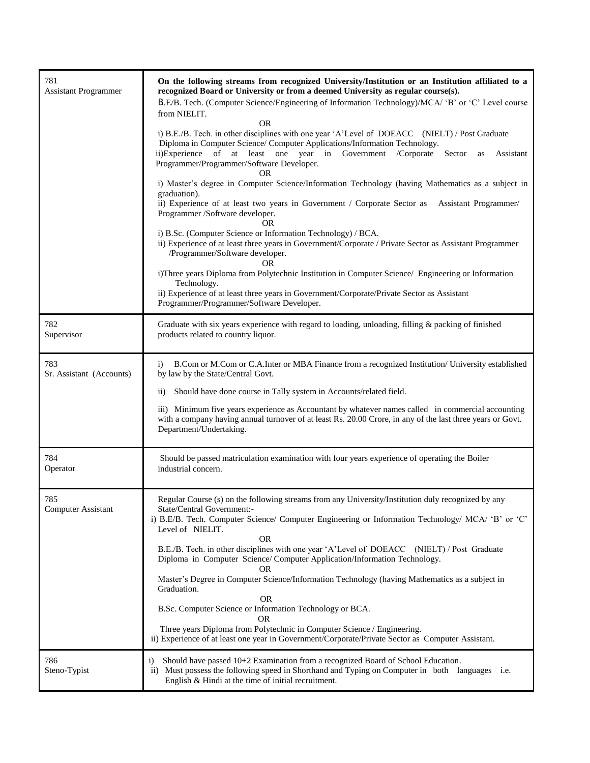| | |
|---|---|
| 781<br>Assistant Programmer | **On the following streams from recognized University/Institution or an Institution affiliated to a recognized Board or University or from a deemed University as regular course(s).**<br>B.E/B. Tech. (Computer Science/Engineering of Information Technology)/MCA/ 'B' or 'C' Level course from NIELIT.<br>OR<br>i) B.E./B. Tech. in other disciplines with one year 'A'Level of DOEACC (NIELT) / Post Graduate Diploma in Computer Science/ Computer Applications/Information Technology.<br>ii)Experience of at least one year in Government /Corporate Sector as Assistant Programmer/Programmer/Software Developer.<br>OR<br>i) Master's degree in Computer Science/Information Technology (having Mathematics as a subject in graduation).<br>ii) Experience of at least two years in Government / Corporate Sector as Assistant Programmer/ Programmer /Software developer.<br>OR<br>i) B.Sc. (Computer Science or Information Technology) / BCA.<br>ii) Experience of at least three years in Government/Corporate / Private Sector as Assistant Programmer /Programmer/Software developer.<br>OR<br>i)Three years Diploma from Polytechnic Institution in Computer Science/ Engineering or Information Technology.<br>ii) Experience of at least three years in Government/Corporate/Private Sector as Assistant Programmer/Programmer/Software Developer. |
| 782<br>Supervisor | Graduate with six years experience with regard to loading, unloading, filling & packing of finished products related to country liquor. |
| 783<br>Sr. Assistant (Accounts) | i) B.Com or M.Com or C.A.Inter or MBA Finance from a recognized Institution/ University established by law by the State/Central Govt.<br>ii) Should have done course in Tally system in Accounts/related field.<br>iii) Minimum five years experience as Accountant by whatever names called in commercial accounting with a company having annual turnover of at least Rs. 20.00 Crore, in any of the last three years or Govt. Department/Undertaking. |
| 784<br>Operator | Should be passed matriculation examination with four years experience of operating the Boiler industrial concern. |
| 785<br>Computer Assistant | Regular Course (s) on the following streams from any University/Institution duly recognized by any State/Central Government:-<br>i) B.E/B. Tech. Computer Science/ Computer Engineering or Information Technology/ MCA/ 'B' or 'C' Level of NIELIT.<br>OR<br>B.E./B. Tech. in other disciplines with one year 'A'Level of DOEACC (NIELT) / Post Graduate Diploma in Computer Science/ Computer Application/Information Technology.<br>OR<br>Master's Degree in Computer Science/Information Technology (having Mathematics as a subject in Graduation.<br>OR<br>B.Sc. Computer Science or Information Technology or BCA.<br>OR<br>Three years Diploma from Polytechnic in Computer Science / Engineering.<br>ii) Experience of at least one year in Government/Corporate/Private Sector as Computer Assistant. |
| 786<br>Steno-Typist | i) Should have passed 10+2 Examination from a recognized Board of School Education.<br>ii) Must possess the following speed in Shorthand and Typing on Computer in both languages i.e. English & Hindi at the time of initial recruitment. |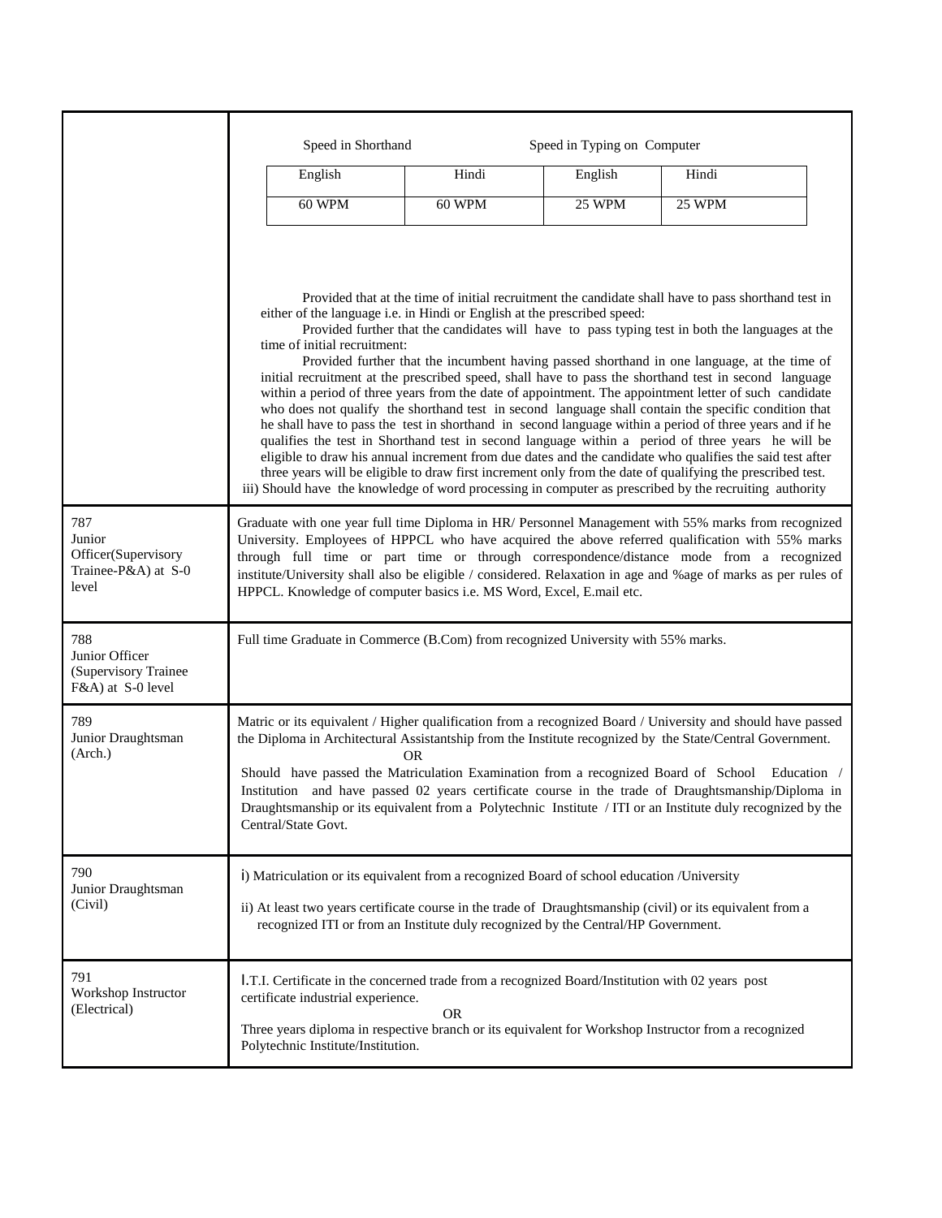| | |
|---|---|
| | Speed in Shorthand / Speed in Typing on Computer<br><br>English (Shorthand): 60 WPM; Hindi (Shorthand): 60 WPM; English (Typing): 25 WPM; Hindi (Typing): 25 WPM<br><br>Provided that at the time of initial recruitment the candidate shall have to pass shorthand test in either of the language i.e. in Hindi or English at the prescribed speed:<br>Provided further that the candidates will have to pass typing test in both the languages at the time of initial recruitment:<br>Provided further that the incumbent having passed shorthand in one language, at the time of initial recruitment at the prescribed speed, shall have to pass the shorthand test in second language within a period of three years from the date of appointment. The appointment letter of such candidate who does not qualify the shorthand test in second language shall contain the specific condition that he shall have to pass the test in shorthand in second language within a period of three years and if he qualifies the test in Shorthand test in second language within a period of three years he will be eligible to draw his annual increment from due dates and the candidate who qualifies the said test after three years will be eligible to draw first increment only from the date of qualifying the prescribed test.<br>iii) Should have the knowledge of word processing in computer as prescribed by the recruiting authority |
| 787<br>Junior Officer(Supervisory Trainee-P&A) at S-0 level | Graduate with one year full time Diploma in HR/ Personnel Management with 55% marks from recognized University. Employees of HPPCL who have acquired the above referred qualification with 55% marks through full time or part time or through correspondence/distance mode from a recognized institute/University shall also be eligible / considered. Relaxation in age and %age of marks as per rules of HPPCL. Knowledge of computer basics i.e. MS Word, Excel, E.mail etc. |
| 788<br>Junior Officer (Supervisory Trainee F&A) at S-0 level | Full time Graduate in Commerce (B.Com) from recognized University with 55% marks. |
| 789<br>Junior Draughtsman (Arch.) | Matric or its equivalent / Higher qualification from a recognized Board / University and should have passed the Diploma in Architectural Assistantship from the Institute recognized by the State/Central Government.<br>OR<br>Should have passed the Matriculation Examination from a recognized Board of School Education / Institution and have passed 02 years certificate course in the trade of Draughtsmanship/Diploma in Draughtsmanship or its equivalent from a Polytechnic Institute / ITI or an Institute duly recognized by the Central/State Govt. |
| 790<br>Junior Draughtsman (Civil) | i) Matriculation or its equivalent from a recognized Board of school education /University<br>ii) At least two years certificate course in the trade of Draughtsmanship (civil) or its equivalent from a recognized ITI or from an Institute duly recognized by the Central/HP Government. |
| 791<br>Workshop Instructor (Electrical) | I.T.I. Certificate in the concerned trade from a recognized Board/Institution with 02 years post certificate industrial experience.<br>OR<br>Three years diploma in respective branch or its equivalent for Workshop Instructor from a recognized Polytechnic Institute/Institution. |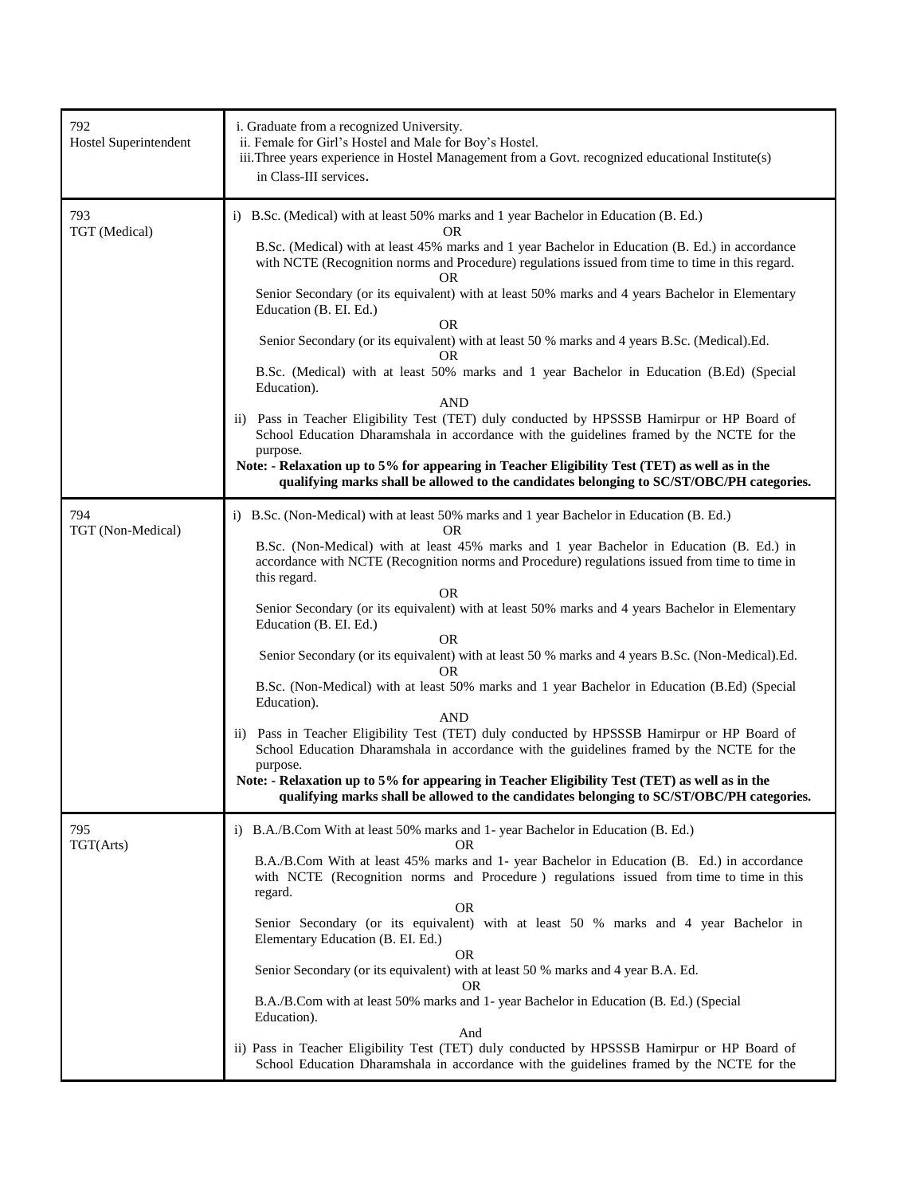| | |
|---|---|
| 792<br>Hostel Superintendent | i. Graduate from a recognized University.<br>ii. Female for Girl's Hostel and Male for Boy's Hostel.<br>iii. Three years experience in Hostel Management from a Govt. recognized educational Institute(s) in Class-III services. |
| 793<br>TGT (Medical) | i) B.Sc. (Medical) with at least 50% marks and 1 year Bachelor in Education (B. Ed.)<br>OR<br>B.Sc. (Medical) with at least 45% marks and 1 year Bachelor in Education (B. Ed.) in accordance with NCTE (Recognition norms and Procedure) regulations issued from time to time in this regard.<br>OR<br>Senior Secondary (or its equivalent) with at least 50% marks and 4 years Bachelor in Elementary Education (B. EI. Ed.)<br>OR<br>Senior Secondary (or its equivalent) with at least 50 % marks and 4 years B.Sc. (Medical).Ed.<br>OR<br>B.Sc. (Medical) with at least 50% marks and 1 year Bachelor in Education (B.Ed) (Special Education).<br>AND<br>ii) Pass in Teacher Eligibility Test (TET) duly conducted by HPSSSB Hamirpur or HP Board of School Education Dharamshala in accordance with the guidelines framed by the NCTE for the purpose.<br>**Note: - Relaxation up to 5% for appearing in Teacher Eligibility Test (TET) as well as in the qualifying marks shall be allowed to the candidates belonging to SC/ST/OBC/PH categories.** |
| 794<br>TGT (Non-Medical) | i) B.Sc. (Non-Medical) with at least 50% marks and 1 year Bachelor in Education (B. Ed.)<br>OR<br>B.Sc. (Non-Medical) with at least 45% marks and 1 year Bachelor in Education (B. Ed.) in accordance with NCTE (Recognition norms and Procedure) regulations issued from time to time in this regard.<br>OR<br>Senior Secondary (or its equivalent) with at least 50% marks and 4 years Bachelor in Elementary Education (B. EI. Ed.)<br>OR<br>Senior Secondary (or its equivalent) with at least 50 % marks and 4 years B.Sc. (Non-Medical).Ed.<br>OR<br>B.Sc. (Non-Medical) with at least 50% marks and 1 year Bachelor in Education (B.Ed) (Special Education).<br>AND<br>ii) Pass in Teacher Eligibility Test (TET) duly conducted by HPSSSB Hamirpur or HP Board of School Education Dharamshala in accordance with the guidelines framed by the NCTE for the purpose.<br>**Note: - Relaxation up to 5% for appearing in Teacher Eligibility Test (TET) as well as in the qualifying marks shall be allowed to the candidates belonging to SC/ST/OBC/PH categories.** |
| 795<br>TGT(Arts) | i) B.A./B.Com With at least 50% marks and 1- year Bachelor in Education (B. Ed.)<br>OR<br>B.A./B.Com With at least 45% marks and 1- year Bachelor in Education (B. Ed.) in accordance with NCTE (Recognition norms and Procedure ) regulations issued from time to time in this regard.<br>OR<br>Senior Secondary (or its equivalent) with at least 50 % marks and 4 year Bachelor in Elementary Education (B. EI. Ed.)<br>OR<br>Senior Secondary (or its equivalent) with at least 50 % marks and 4 year B.A. Ed.<br>OR<br>B.A./B.Com with at least 50% marks and 1- year Bachelor in Education (B. Ed.) (Special Education).<br>And<br>ii) Pass in Teacher Eligibility Test (TET) duly conducted by HPSSSB Hamirpur or HP Board of School Education Dharamshala in accordance with the guidelines framed by the NCTE for the |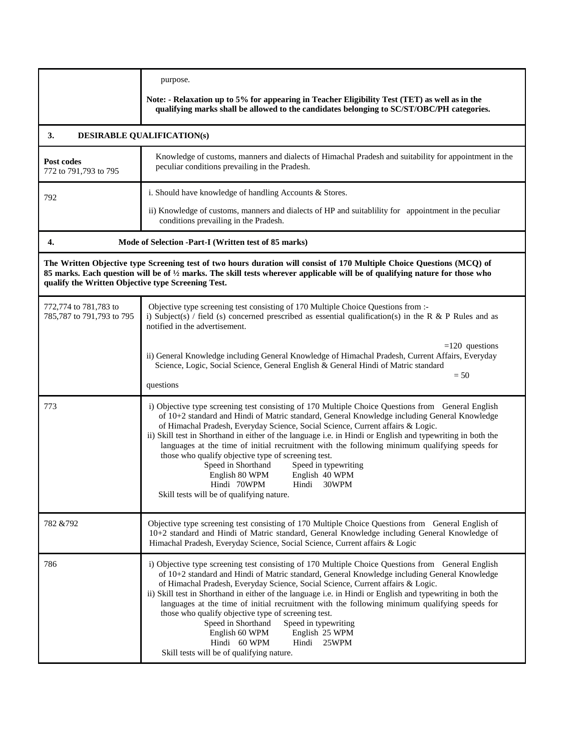| | |
|---|---|
| | purpose.<br><br>**Note: - Relaxation up to 5% for appearing in Teacher Eligibility Test (TET) as well as in the qualifying marks shall be allowed to the candidates belonging to SC/ST/OBC/PH categories.** |
| **3. DESIRABLE QUALIFICATION(s)** | |
| **Post codes**<br>772 to 791,793 to 795 | Knowledge of customs, manners and dialects of Himachal Pradesh and suitability for appointment in the peculiar conditions prevailing in the Pradesh. |
| 792 | i. Should have knowledge of handling Accounts & Stores.<br><br>ii) Knowledge of customs, manners and dialects of HP and suitablility for appointment in the peculiar conditions prevailing in the Pradesh. |
| **4. Mode of Selection -Part-I (Written test of 85 marks)** | |
| **The Written Objective type Screening test of two hours duration will consist of 170 Multiple Choice Questions (MCQ) of 85 marks. Each question will be of ½ marks. The skill tests wherever applicable will be of qualifying nature for those who qualify the Written Objective type Screening Test.** | |
| 772,774 to 781,783 to 785,787 to 791,793 to 795 | Objective type screening test consisting of 170 Multiple Choice Questions from :-<br>i) Subject(s) / field (s) concerned prescribed as essential qualification(s) in the R & P Rules and as notified in the advertisement.<br>=120 questions<br>ii) General Knowledge including General Knowledge of Himachal Pradesh, Current Affairs, Everyday Science, Logic, Social Science, General English & General Hindi of Matric standard<br>= 50 questions |
| 773 | i) Objective type screening test consisting of 170 Multiple Choice Questions from General English of 10+2 standard and Hindi of Matric standard, General Knowledge including General Knowledge of Himachal Pradesh, Everyday Science, Social Science, Current affairs & Logic.<br>ii) Skill test in Shorthand in either of the language i.e. in Hindi or English and typewriting in both the languages at the time of initial recruitment with the following minimum qualifying speeds for those who qualify objective type of screening test.<br>Speed in Shorthand — Speed in typewriting<br>English 80 WPM — English 40 WPM<br>Hindi 70WPM — Hindi 30WPM<br>Skill tests will be of qualifying nature. |
| 782 &792 | Objective type screening test consisting of 170 Multiple Choice Questions from General English of 10+2 standard and Hindi of Matric standard, General Knowledge including General Knowledge of Himachal Pradesh, Everyday Science, Social Science, Current affairs & Logic |
| 786 | i) Objective type screening test consisting of 170 Multiple Choice Questions from General English of 10+2 standard and Hindi of Matric standard, General Knowledge including General Knowledge of Himachal Pradesh, Everyday Science, Social Science, Current affairs & Logic.<br>ii) Skill test in Shorthand in either of the language i.e. in Hindi or English and typewriting in both the languages at the time of initial recruitment with the following minimum qualifying speeds for those who qualify objective type of screening test.<br>Speed in Shorthand — Speed in typewriting<br>English 60 WPM — English 25 WPM<br>Hindi 60 WPM — Hindi 25WPM<br>Skill tests will be of qualifying nature. |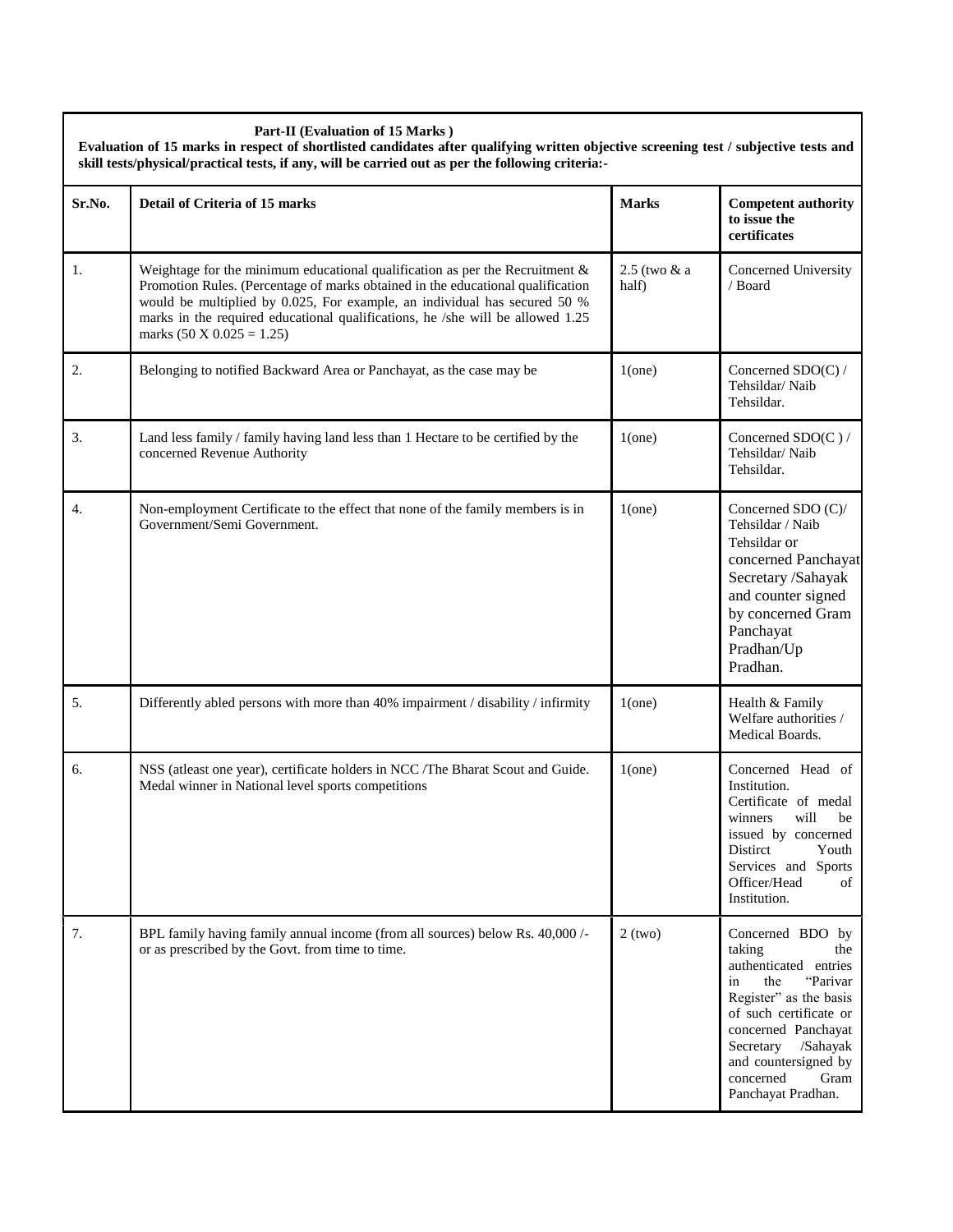**Part-II (Evaluation of 15 Marks )**

**Evaluation of 15 marks in respect of shortlisted candidates after qualifying written objective screening test / subjective tests and skill tests/physical/practical tests, if any, will be carried out as per the following criteria:-**

| Sr.No. | Detail of Criteria of 15 marks | Marks | Competent authority to issue the certificates |
|---|---|---|---|
| 1. | Weightage for the minimum educational qualification as per the Recruitment & Promotion Rules. (Percentage of marks obtained in the educational qualification would be multiplied by 0.025, For example, an individual has secured 50 % marks in the required educational qualifications, he /she will be allowed 1.25 marks (50 X 0.025 = 1.25) | 2.5 (two & a half) | Concerned University / Board |
| 2. | Belonging to notified Backward Area or Panchayat, as the case may be | 1(one) | Concerned SDO(C) / Tehsildar/ Naib Tehsildar. |
| 3. | Land less family / family having land less than 1 Hectare to be certified by the concerned Revenue Authority | 1(one) | Concerned SDO(C ) / Tehsildar/ Naib Tehsildar. |
| 4. | Non-employment Certificate to the effect that none of the family members is in Government/Semi Government. | 1(one) | Concerned SDO (C)/ Tehsildar / Naib Tehsildar or concerned Panchayat Secretary /Sahayak and counter signed by concerned Gram Panchayat Pradhan/Up Pradhan. |
| 5. | Differently abled persons with more than 40% impairment / disability / infirmity | 1(one) | Health & Family Welfare authorities / Medical Boards. |
| 6. | NSS (atleast one year), certificate holders in NCC /The Bharat Scout and Guide. Medal winner in National level sports competitions | 1(one) | Concerned Head of Institution. Certificate of medal winners will be issued by concerned Distirct Youth Services and Sports Officer/Head of Institution. |
| 7. | BPL family having family annual income (from all sources) below Rs. 40,000 /- or as prescribed by the Govt. from time to time. | 2 (two) | Concerned BDO by taking the authenticated entries in the "Parivar Register" as the basis of such certificate or concerned Panchayat Secretary /Sahayak and countersigned by concerned Gram Panchayat Pradhan. |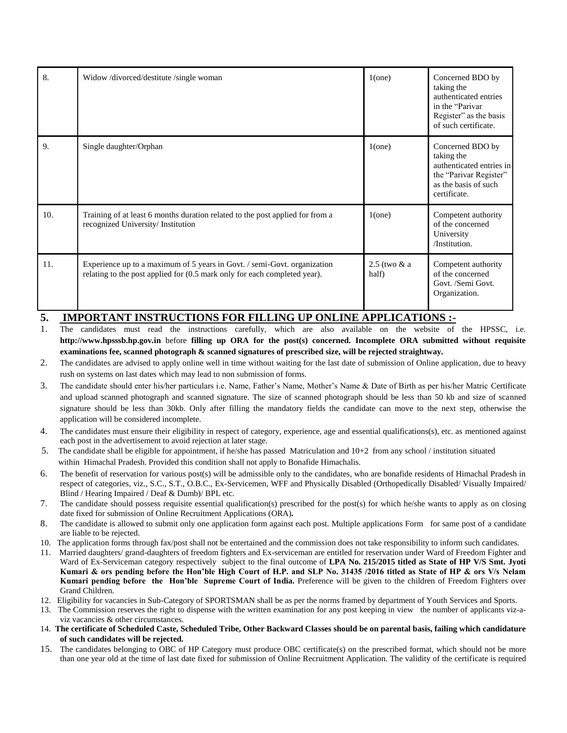| 8. | Widow /divorced/destitute /single woman | 1(one) | Concerned BDO by taking the authenticated entries in the "Parivar Register" as the basis of such certificate. |
|---|---|---|---|
| 9. | Single daughter/Orphan | 1(one) | Concerned BDO by taking the authenticated entries in the "Parivar Register" as the basis of such certificate. |
| 10. | Training of at least 6 months duration related to the post applied for from a recognized University/ Institution | 1(one) | Competent authority of the concerned University /Institution. |
| 11. | Experience up to a maximum of 5 years in Govt. / semi-Govt. organization relating to the post applied for (0.5 mark only for each completed year). | 2.5 (two & a half) | Competent authority of the concerned Govt. /Semi Govt. Organization. |

## 5. IMPORTANT INSTRUCTIONS FOR FILLING UP ONLINE APPLICATIONS :-

1. The candidates must read the instructions carefully, which are also available on the website of the HPSSC, i.e. **http://www.hpsssb.hp.gov.in** before **filling up ORA for the post(s) concerned. Incomplete ORA submitted without requisite examinations fee, scanned photograph & scanned signatures of prescribed size, will be rejected straightway.**
2. The candidates are advised to apply online well in time without waiting for the last date of submission of Online application, due to heavy rush on systems on last dates which may lead to non submission of forms.
3. The candidate should enter his/her particulars i.e. Name, Father's Name, Mother's Name & Date of Birth as per his/her Matric Certificate and upload scanned photograph and scanned signature. The size of scanned photograph should be less than 50 kb and size of scanned signature should be less than 30kb. Only after filling the mandatory fields the candidate can move to the next step, otherwise the application will be considered incomplete.
4. The candidates must ensure their eligibility in respect of category, experience, age and essential qualifications(s), etc. as mentioned against each post in the advertisement to avoid rejection at later stage.
5. The candidate shall be eligible for appointment, if he/she has passed Matriculation and 10+2 from any school / institution situated within Himachal Pradesh. Provided this condition shall not apply to Bonafide Himachalis.
6. The benefit of reservation for various post(s) will be admissible only to the candidates, who are bonafide residents of Himachal Pradesh in respect of categories, viz., S.C., S.T., O.B.C., Ex-Servicemen, WFF and Physically Disabled (Orthopedically Disabled/ Visually Impaired/ Blind / Hearing Impaired / Deaf & Dumb)/ BPL etc.
7. The candidate should possess requisite essential qualification(s) prescribed for the post(s) for which he/she wants to apply as on closing date fixed for submission of Online Recruitment Applications (ORA)**.**
8. The candidate is allowed to submit only one application form against each post. Multiple applications Form for same post of a candidate are liable to be rejected.
10. The application forms through fax/post shall not be entertained and the commission does not take responsibility to inform such candidates.
11. Married daughters/ grand-daughters of freedom fighters and Ex-serviceman are entitled for reservation under Ward of Freedom Fighter and Ward of Ex-Serviceman category respectively subject to the final outcome of **LPA No. 215/2015 titled as State of HP V/S Smt. Jyoti Kumari & ors pending before the Hon'ble High Court of H.P. and SLP No. 31435 /2016 titled as State of HP & ors V/s Nelam Kumari pending before the Hon'ble Supreme Court of India.** Preference will be given to the children of Freedom Fighters over Grand Children.
12. Eligibility for vacancies in Sub-Category of SPORTSMAN shall be as per the norms framed by department of Youth Services and Sports.
13. The Commission reserves the right to dispense with the written examination for any post keeping in view the number of applicants viz-a-viz vacancies & other circumstances.
14. **The certificate of Scheduled Caste, Scheduled Tribe, Other Backward Classes should be on parental basis, failing which candidature of such candidates will be rejected.**
15. The candidates belonging to OBC of HP Category must produce OBC certificate(s) on the prescribed format, which should not be more than one year old at the time of last date fixed for submission of Online Recruitment Application. The validity of the certificate is required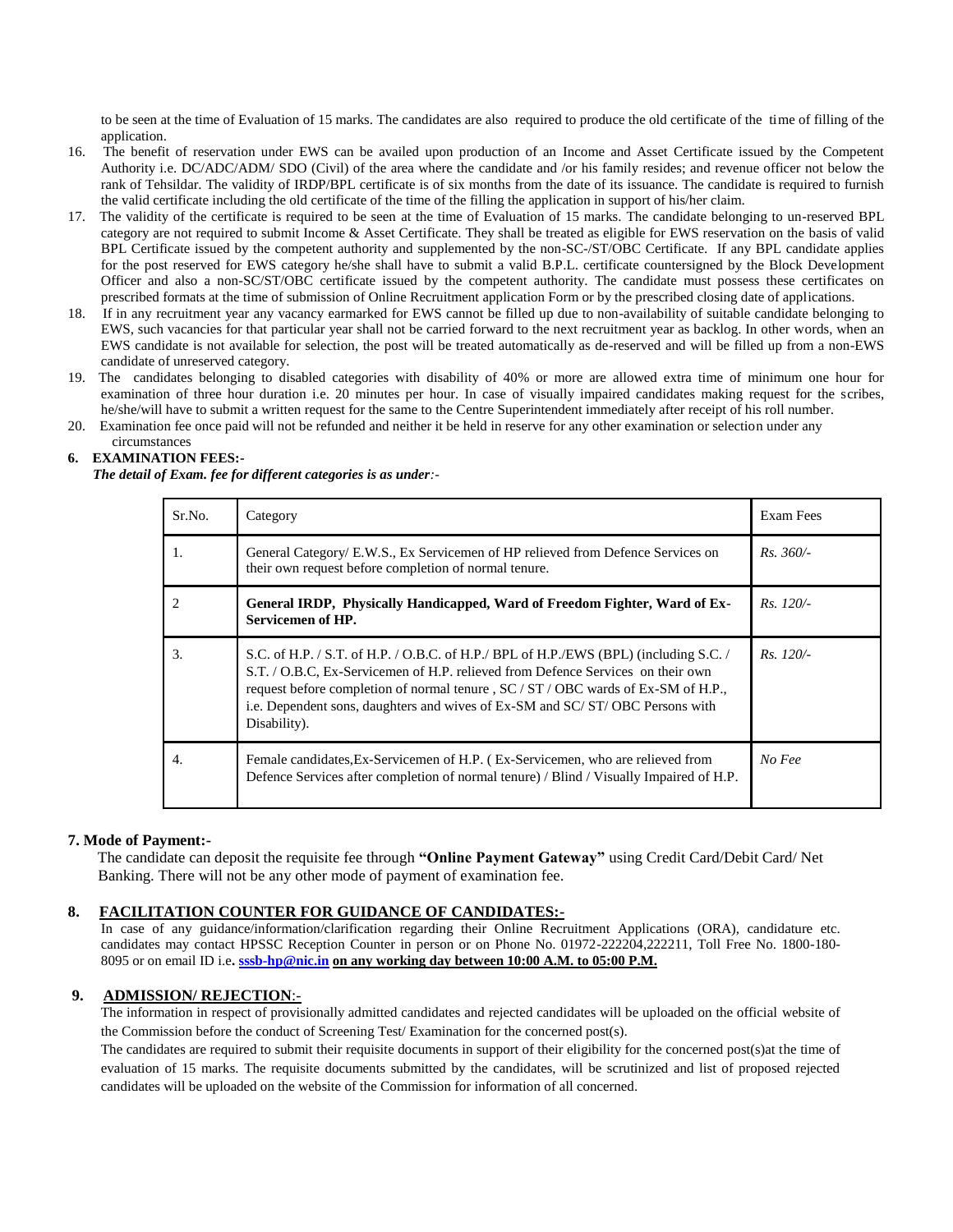to be seen at the time of Evaluation of 15 marks. The candidates are also required to produce the old certificate of the time of filling of the application.

16. The benefit of reservation under EWS can be availed upon production of an Income and Asset Certificate issued by the Competent Authority i.e. DC/ADC/ADM/ SDO (Civil) of the area where the candidate and /or his family resides; and revenue officer not below the rank of Tehsildar. The validity of IRDP/BPL certificate is of six months from the date of its issuance. The candidate is required to furnish the valid certificate including the old certificate of the time of the filling the application in support of his/her claim.
17. The validity of the certificate is required to be seen at the time of Evaluation of 15 marks. The candidate belonging to un-reserved BPL category are not required to submit Income & Asset Certificate. They shall be treated as eligible for EWS reservation on the basis of valid BPL Certificate issued by the competent authority and supplemented by the non-SC-/ST/OBC Certificate. If any BPL candidate applies for the post reserved for EWS category he/she shall have to submit a valid B.P.L. certificate countersigned by the Block Development Officer and also a non-SC/ST/OBC certificate issued by the competent authority. The candidate must possess these certificates on prescribed formats at the time of submission of Online Recruitment application Form or by the prescribed closing date of applications.
18. If in any recruitment year any vacancy earmarked for EWS cannot be filled up due to non-availability of suitable candidate belonging to EWS, such vacancies for that particular year shall not be carried forward to the next recruitment year as backlog. In other words, when an EWS candidate is not available for selection, the post will be treated automatically as de-reserved and will be filled up from a non-EWS candidate of unreserved category.
19. The candidates belonging to disabled categories with disability of 40% or more are allowed extra time of minimum one hour for examination of three hour duration i.e. 20 minutes per hour. In case of visually impaired candidates making request for the scribes, he/she/will have to submit a written request for the same to the Centre Superintendent immediately after receipt of his roll number.
20. Examination fee once paid will not be refunded and neither it be held in reserve for any other examination or selection under any circumstances

**6. EXAMINATION FEES:-**

***The detail of Exam. fee for different categories is as under**:-*

| Sr.No. | Category | Exam Fees |
|---|---|---|
| 1. | General Category/ E.W.S., Ex Servicemen of HP relieved from Defence Services on their own request before completion of normal tenure. | *Rs. 360/-* |
| 2 | **General IRDP, Physically Handicapped, Ward of Freedom Fighter, Ward of Ex-Servicemen of HP.** | *Rs. 120/-* |
| 3. | S.C. of H.P. / S.T. of H.P. / O.B.C. of H.P./ BPL of H.P./EWS (BPL) (including S.C. / S.T. / O.B.C, Ex-Servicemen of H.P. relieved from Defence Services on their own request before completion of normal tenure , SC / ST / OBC wards of Ex-SM of H.P., i.e. Dependent sons, daughters and wives of Ex-SM and SC/ ST/ OBC Persons with Disability). | *Rs. 120/-* |
| 4. | Female candidates,Ex-Servicemen of H.P. ( Ex-Servicemen, who are relieved from Defence Services after completion of normal tenure) / Blind / Visually Impaired of H.P. | *No Fee* |

**7. Mode of Payment:-**

The candidate can deposit the requisite fee through **"Online Payment Gateway"** using Credit Card/Debit Card/ Net Banking. There will not be any other mode of payment of examination fee.

**8. FACILITATION COUNTER FOR GUIDANCE OF CANDIDATES:-**

In case of any guidance/information/clarification regarding their Online Recruitment Applications (ORA), candidature etc. candidates may contact HPSSC Reception Counter in person or on Phone No. 01972-222204,222211, Toll Free No. 1800-180-8095 or on email ID i.e**. sssb-hp@nic.in on any working day between 10:00 A.M. to 05:00 P.M.**

**9. ADMISSION/ REJECTION:-**

The information in respect of provisionally admitted candidates and rejected candidates will be uploaded on the official website of the Commission before the conduct of Screening Test/ Examination for the concerned post(s).

The candidates are required to submit their requisite documents in support of their eligibility for the concerned post(s)at the time of evaluation of 15 marks. The requisite documents submitted by the candidates, will be scrutinized and list of proposed rejected candidates will be uploaded on the website of the Commission for information of all concerned.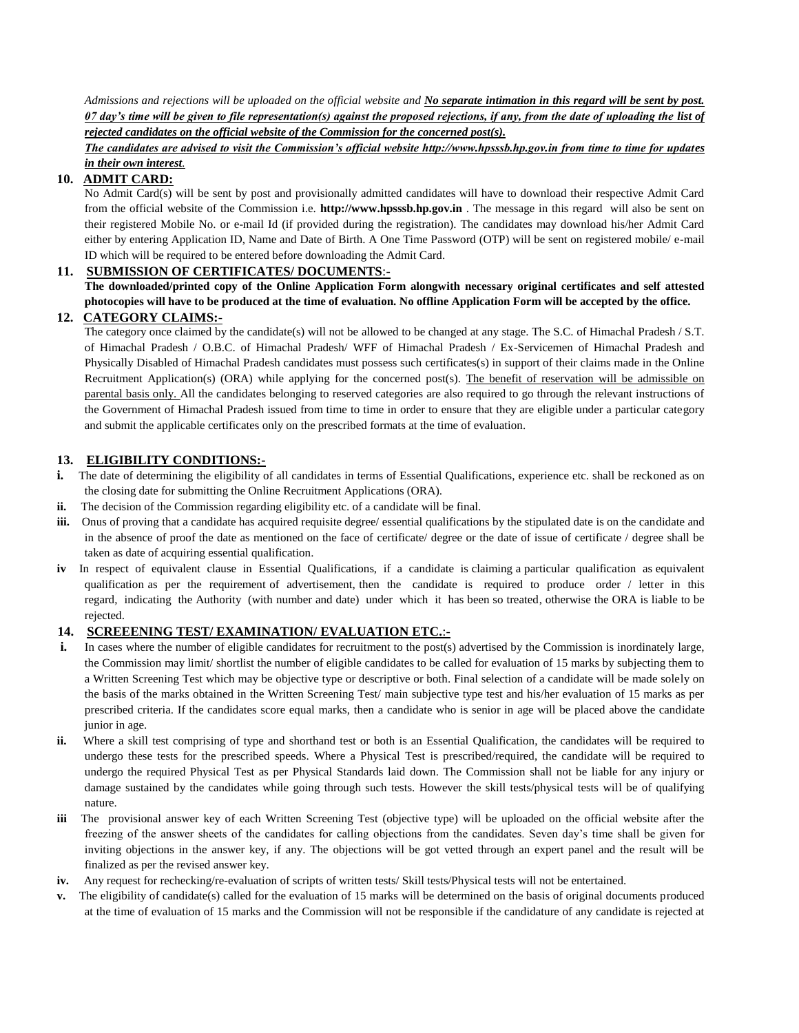*Admissions and rejections will be uploaded on the official website and **No separate intimation in this regard will be sent by post. 07 day's time will be given to file representation(s) against the proposed rejections, if any, from the date of uploading the list of rejected candidates on the official website of the Commission for the concerned post(s).***

***The candidates are advised to visit the Commission's official website http://www.hpsssb.hp.gov.in from time to time for updates in their own interest.***

## 10. ADMIT CARD:

No Admit Card(s) will be sent by post and provisionally admitted candidates will have to download their respective Admit Card from the official website of the Commission i.e. **http://www.hpsssb.hp.gov.in** . The message in this regard will also be sent on their registered Mobile No. or e-mail Id (if provided during the registration). The candidates may download his/her Admit Card either by entering Application ID, Name and Date of Birth. A One Time Password (OTP) will be sent on registered mobile/ e-mail ID which will be required to be entered before downloading the Admit Card.

## 11. SUBMISSION OF CERTIFICATES/ DOCUMENTS:-

**The downloaded/printed copy of the Online Application Form alongwith necessary original certificates and self attested photocopies will have to be produced at the time of evaluation. No offline Application Form will be accepted by the office.**

## 12. CATEGORY CLAIMS:-

The category once claimed by the candidate(s) will not be allowed to be changed at any stage. The S.C. of Himachal Pradesh / S.T. of Himachal Pradesh / O.B.C. of Himachal Pradesh/ WFF of Himachal Pradesh / Ex-Servicemen of Himachal Pradesh and Physically Disabled of Himachal Pradesh candidates must possess such certificates(s) in support of their claims made in the Online Recruitment Application(s) (ORA) while applying for the concerned post(s). The benefit of reservation will be admissible on parental basis only. All the candidates belonging to reserved categories are also required to go through the relevant instructions of the Government of Himachal Pradesh issued from time to time in order to ensure that they are eligible under a particular category and submit the applicable certificates only on the prescribed formats at the time of evaluation.

## 13. ELIGIBILITY CONDITIONS:-

**i.** The date of determining the eligibility of all candidates in terms of Essential Qualifications, experience etc. shall be reckoned as on the closing date for submitting the Online Recruitment Applications (ORA).

**ii.** The decision of the Commission regarding eligibility etc. of a candidate will be final.

**iii.** Onus of proving that a candidate has acquired requisite degree/ essential qualifications by the stipulated date is on the candidate and in the absence of proof the date as mentioned on the face of certificate/ degree or the date of issue of certificate / degree shall be taken as date of acquiring essential qualification.

**iv** In respect of equivalent clause in Essential Qualifications, if a candidate is claiming a particular qualification as equivalent qualification as per the requirement of advertisement, then the candidate is required to produce order / letter in this regard, indicating the Authority (with number and date) under which it has been so treated, otherwise the ORA is liable to be rejected.

## 14. SCREEENING TEST/ EXAMINATION/ EVALUATION ETC.:-

**i.** In cases where the number of eligible candidates for recruitment to the post(s) advertised by the Commission is inordinately large, the Commission may limit/ shortlist the number of eligible candidates to be called for evaluation of 15 marks by subjecting them to a Written Screening Test which may be objective type or descriptive or both. Final selection of a candidate will be made solely on the basis of the marks obtained in the Written Screening Test/ main subjective type test and his/her evaluation of 15 marks as per prescribed criteria. If the candidates score equal marks, then a candidate who is senior in age will be placed above the candidate junior in age.

**ii.** Where a skill test comprising of type and shorthand test or both is an Essential Qualification, the candidates will be required to undergo these tests for the prescribed speeds. Where a Physical Test is prescribed/required, the candidate will be required to undergo the required Physical Test as per Physical Standards laid down. The Commission shall not be liable for any injury or damage sustained by the candidates while going through such tests. However the skill tests/physical tests will be of qualifying nature.

**iii** The provisional answer key of each Written Screening Test (objective type) will be uploaded on the official website after the freezing of the answer sheets of the candidates for calling objections from the candidates. Seven day's time shall be given for inviting objections in the answer key, if any. The objections will be got vetted through an expert panel and the result will be finalized as per the revised answer key.

**iv.** Any request for rechecking/re-evaluation of scripts of written tests/ Skill tests/Physical tests will not be entertained.

**v.** The eligibility of candidate(s) called for the evaluation of 15 marks will be determined on the basis of original documents produced at the time of evaluation of 15 marks and the Commission will not be responsible if the candidature of any candidate is rejected at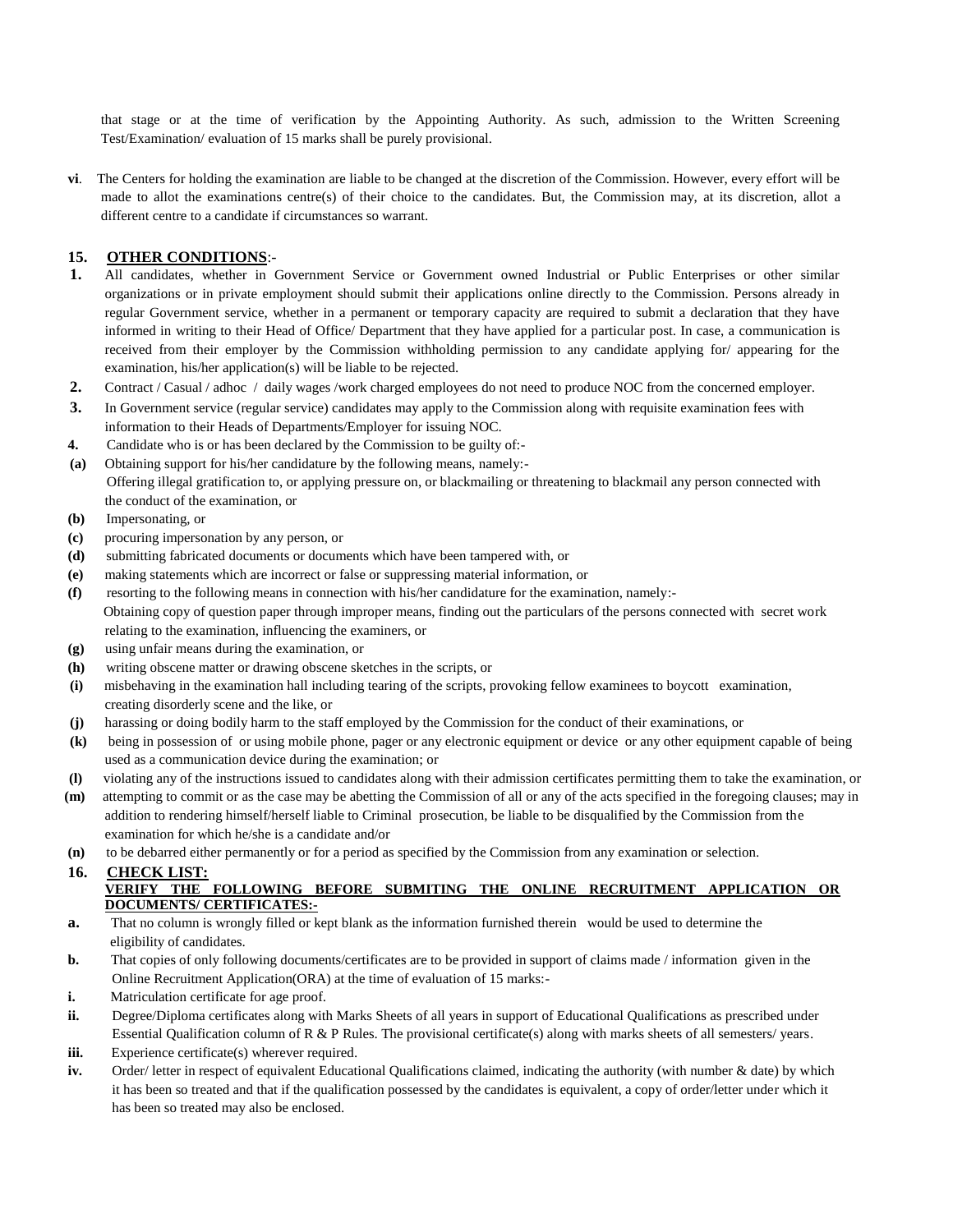that stage or at the time of verification by the Appointing Authority. As such, admission to the Written Screening Test/Examination/ evaluation of 15 marks shall be purely provisional.

**vi**. The Centers for holding the examination are liable to be changed at the discretion of the Commission. However, every effort will be made to allot the examinations centre(s) of their choice to the candidates. But, the Commission may, at its discretion, allot a different centre to a candidate if circumstances so warrant.

## 15. <u>OTHER CONDITIONS</u>:-

**1.** All candidates, whether in Government Service or Government owned Industrial or Public Enterprises or other similar organizations or in private employment should submit their applications online directly to the Commission. Persons already in regular Government service, whether in a permanent or temporary capacity are required to submit a declaration that they have informed in writing to their Head of Office/ Department that they have applied for a particular post. In case, a communication is received from their employer by the Commission withholding permission to any candidate applying for/ appearing for the examination, his/her application(s) will be liable to be rejected.

**2.** Contract / Casual / adhoc / daily wages /work charged employees do not need to produce NOC from the concerned employer.

**3.** In Government service (regular service) candidates may apply to the Commission along with requisite examination fees with information to their Heads of Departments/Employer for issuing NOC.

**4.** Candidate who is or has been declared by the Commission to be guilty of:-

**(a)** Obtaining support for his/her candidature by the following means, namely:- Offering illegal gratification to, or applying pressure on, or blackmailing or threatening to blackmail any person connected with the conduct of the examination, or

**(b)** Impersonating, or

**(c)** procuring impersonation by any person, or

**(d)** submitting fabricated documents or documents which have been tampered with, or

**(e)** making statements which are incorrect or false or suppressing material information, or

**(f)** resorting to the following means in connection with his/her candidature for the examination, namely:- Obtaining copy of question paper through improper means, finding out the particulars of the persons connected with secret work relating to the examination, influencing the examiners, or

**(g)** using unfair means during the examination, or

**(h)** writing obscene matter or drawing obscene sketches in the scripts, or

**(i)** misbehaving in the examination hall including tearing of the scripts, provoking fellow examinees to boycott examination, creating disorderly scene and the like, or

**(j)** harassing or doing bodily harm to the staff employed by the Commission for the conduct of their examinations, or

**(k)** being in possession of or using mobile phone, pager or any electronic equipment or device or any other equipment capable of being used as a communication device during the examination; or

**(l)** violating any of the instructions issued to candidates along with their admission certificates permitting them to take the examination, or

**(m)** attempting to commit or as the case may be abetting the Commission of all or any of the acts specified in the foregoing clauses; may in addition to rendering himself/herself liable to Criminal prosecution, be liable to be disqualified by the Commission from the examination for which he/she is a candidate and/or

**(n)** to be debarred either permanently or for a period as specified by the Commission from any examination or selection.

## 16. <u>CHECK LIST:</u>

**<u>VERIFY THE FOLLOWING BEFORE SUBMITING THE ONLINE RECRUITMENT APPLICATION OR DOCUMENTS/ CERTIFICATES:-</u>**

**a.** That no column is wrongly filled or kept blank as the information furnished therein would be used to determine the eligibility of candidates.

**b.** That copies of only following documents/certificates are to be provided in support of claims made / information given in the Online Recruitment Application(ORA) at the time of evaluation of 15 marks:-

**i.** Matriculation certificate for age proof.

**ii.** Degree/Diploma certificates along with Marks Sheets of all years in support of Educational Qualifications as prescribed under Essential Qualification column of R & P Rules. The provisional certificate(s) along with marks sheets of all semesters/ years.

**iii.** Experience certificate(s) wherever required.

**iv.** Order/ letter in respect of equivalent Educational Qualifications claimed, indicating the authority (with number & date) by which it has been so treated and that if the qualification possessed by the candidates is equivalent, a copy of order/letter under which it has been so treated may also be enclosed.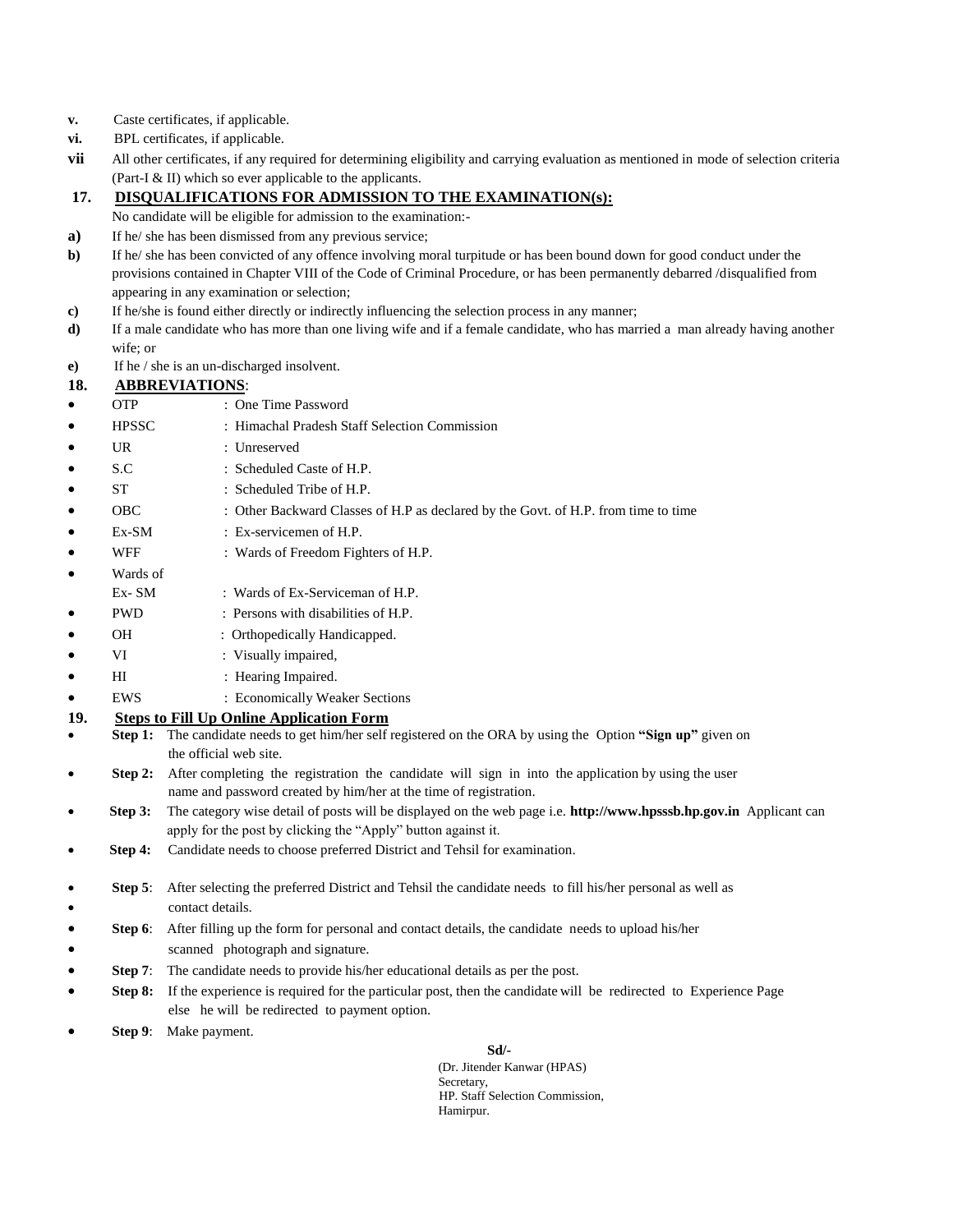v. Caste certificates, if applicable.

vi. BPL certificates, if applicable.

vii All other certificates, if any required for determining eligibility and carrying evaluation as mentioned in mode of selection criteria (Part-I & II) which so ever applicable to the applicants.

## 17. DISQUALIFICATIONS FOR ADMISSION TO THE EXAMINATION(s):

No candidate will be eligible for admission to the examination:-

**a)** If he/ she has been dismissed from any previous service;

**b)** If he/ she has been convicted of any offence involving moral turpitude or has been bound down for good conduct under the provisions contained in Chapter VIII of the Code of Criminal Procedure, or has been permanently debarred /disqualified from appearing in any examination or selection;

**c)** If he/she is found either directly or indirectly influencing the selection process in any manner;

**d)** If a male candidate who has more than one living wife and if a female candidate, who has married a man already having another wife; or

**e)** If he / she is an un-discharged insolvent.

## 18. ABBREVIATIONS:

- OTP : One Time Password
- HPSSC : Himachal Pradesh Staff Selection Commission
- UR : Unreserved
- S.C : Scheduled Caste of H.P.
- ST : Scheduled Tribe of H.P.
- OBC : Other Backward Classes of H.P as declared by the Govt. of H.P. from time to time
- Ex-SM : Ex-servicemen of H.P.
- WFF : Wards of Freedom Fighters of H.P.
- Wards of Ex- SM : Wards of Ex-Serviceman of H.P.
- PWD : Persons with disabilities of H.P.
- OH : Orthopedically Handicapped.
- VI : Visually impaired,
- HI : Hearing Impaired.
- EWS : Economically Weaker Sections

## 19. Steps to Fill Up Online Application Form

- **Step 1:** The candidate needs to get him/her self registered on the ORA by using the Option **"Sign up"** given on the official web site.
- **Step 2:** After completing the registration the candidate will sign in into the application by using the user name and password created by him/her at the time of registration.
- **Step 3:** The category wise detail of posts will be displayed on the web page i.e. **http://www.hpsssb.hp.gov.in** Applicant can apply for the post by clicking the "Apply" button against it.
- **Step 4:** Candidate needs to choose preferred District and Tehsil for examination.
- **Step 5**: After selecting the preferred District and Tehsil the candidate needs to fill his/her personal as well as contact details.
- **Step 6**: After filling up the form for personal and contact details, the candidate needs to upload his/her scanned photograph and signature.
- **Step 7**: The candidate needs to provide his/her educational details as per the post.
- **Step 8:** If the experience is required for the particular post, then the candidate will be redirected to Experience Page else he will be redirected to payment option.
- **Step 9**: Make payment.

**Sd/-**

(Dr. Jitender Kanwar (HPAS)
Secretary,
HP. Staff Selection Commission,
Hamirpur.